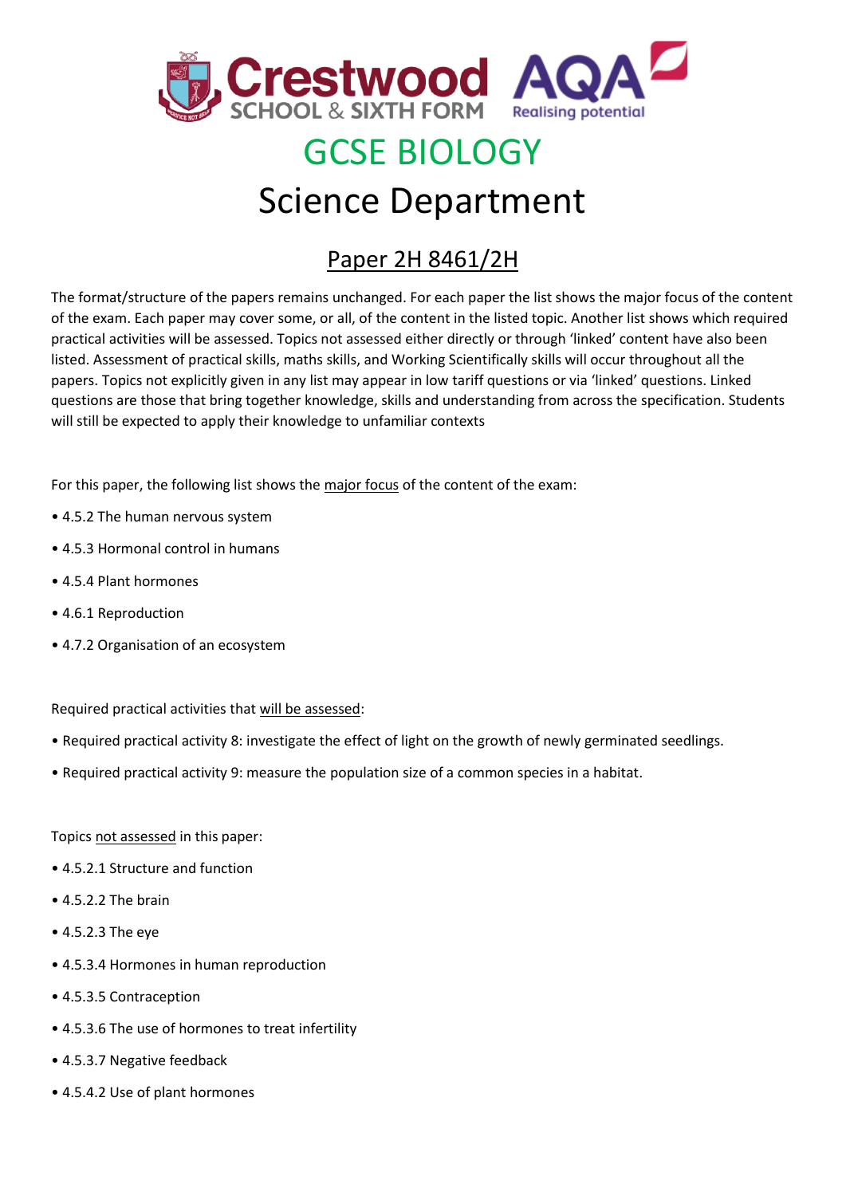# GCSE BIOLOGY

# Science Department

## Paper 2H 8461/2H

The format/structure of the papers remains unchanged. For each paper the list shows the major focus of the content of the exam. Each paper may cover some, or all, of the content in the listed topic. Another list shows which required practical activities will be assessed. Topics not assessed either directly or through 'linked' content have also been listed. Assessment of practical skills, maths skills, and Working Scientifically skills will occur throughout all the papers. Topics not explicitly given in any list may appear in low tariff questions or via 'linked' questions. Linked questions are those that bring together knowledge, skills and understanding from across the specification. Students will still be expected to apply their knowledge to unfamiliar contexts

For this paper, the following list shows the major focus of the content of the exam:

- 4.5.2 The human nervous system
- 4.5.3 Hormonal control in humans
- 4.5.4 Plant hormones
- 4.6.1 Reproduction
- 4.7.2 Organisation of an ecosystem

Required practical activities that will be assessed:

- Required practical activity 8: investigate the effect of light on the growth of newly germinated seedlings.
- Required practical activity 9: measure the population size of a common species in a habitat.

Topics not assessed in this paper:

- 4.5.2.1 Structure and function
- 4.5.2.2 The brain
- 4.5.2.3 The eye
- 4.5.3.4 Hormones in human reproduction
- 4.5.3.5 Contraception
- 4.5.3.6 The use of hormones to treat infertility
- 4.5.3.7 Negative feedback
- 4.5.4.2 Use of plant hormones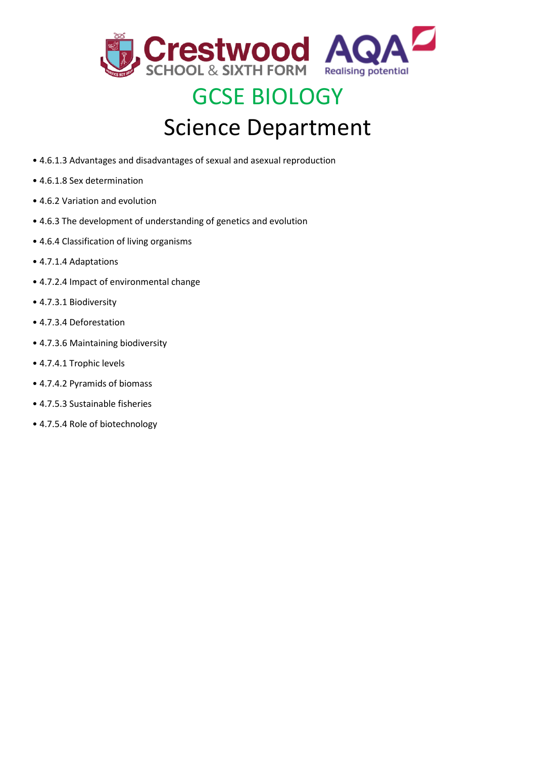# GCSE BIOLOGY

## Science Department

- 4.6.1.3 Advantages and disadvantages of sexual and asexual reproduction
- 4.6.1.8 Sex determination
- 4.6.2 Variation and evolution
- 4.6.3 The development of understanding of genetics and evolution
- 4.6.4 Classification of living organisms
- 4.7.1.4 Adaptations
- 4.7.2.4 Impact of environmental change
- 4.7.3.1 Biodiversity
- 4.7.3.4 Deforestation
- 4.7.3.6 Maintaining biodiversity
- 4.7.4.1 Trophic levels
- 4.7.4.2 Pyramids of biomass
- 4.7.5.3 Sustainable fisheries
- 4.7.5.4 Role of biotechnology